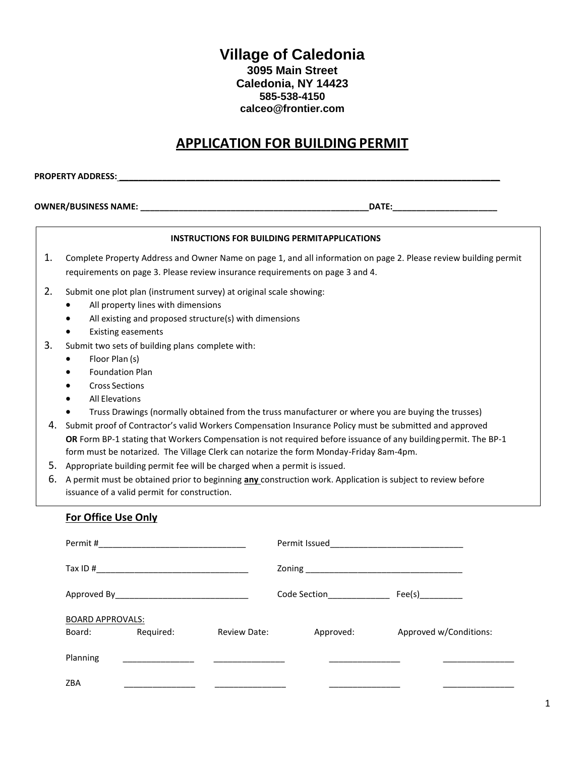# Village of Caledonia

**3095 Main Street**
**Caledonia, NY 14423**
**585-538-4150**
**calceo@frontier.com**

## APPLICATION FOR BUILDING PERMIT

**PROPERTY ADDRESS:**___________________________________________________________________________

**OWNER/BUSINESS NAME:** ______________________________________________**DATE:**_____________________

**INSTRUCTIONS FOR BUILDING PERMIT APPLICATIONS**

1. Complete Property Address and Owner Name on page 1, and all information on page 2. Please review building permit requirements on page 3. Please review insurance requirements on page 3 and 4.
2. Submit one plot plan (instrument survey) at original scale showing:
   - All property lines with dimensions
   - All existing and proposed structure(s) with dimensions
   - Existing easements
3. Submit two sets of building plans complete with:
   - Floor Plan (s)
   - Foundation Plan
   - Cross Sections
   - All Elevations
   - Truss Drawings (normally obtained from the truss manufacturer or where you are buying the trusses)
4. Submit proof of Contractor's valid Workers Compensation Insurance Policy must be submitted and approved **OR** Form BP-1 stating that Workers Compensation is not required before issuance of any building permit. The BP-1 form must be notarized. The Village Clerk can notarize the form Monday-Friday 8am-4pm.
5. Appropriate building permit fee will be charged when a permit is issued.
6. A permit must be obtained prior to beginning **<u>any</u>** construction work. Application is subject to review before issuance of a valid permit for construction.

### For Office Use Only

Permit #_______________________________ Permit Issued___________________________

Tax ID #_______________________________ Zoning _________________________________

Approved By____________________________ Code Section_____________ Fee(s)_________

BOARD APPROVALS:

| Board: | Required: | Review Date: | Approved: | Approved w/Conditions: |
|---|---|---|---|---|
| Planning | _______________ | _______________ | _______________ | _______________ |
| ZBA | _______________ | _______________ | _______________ | _______________ |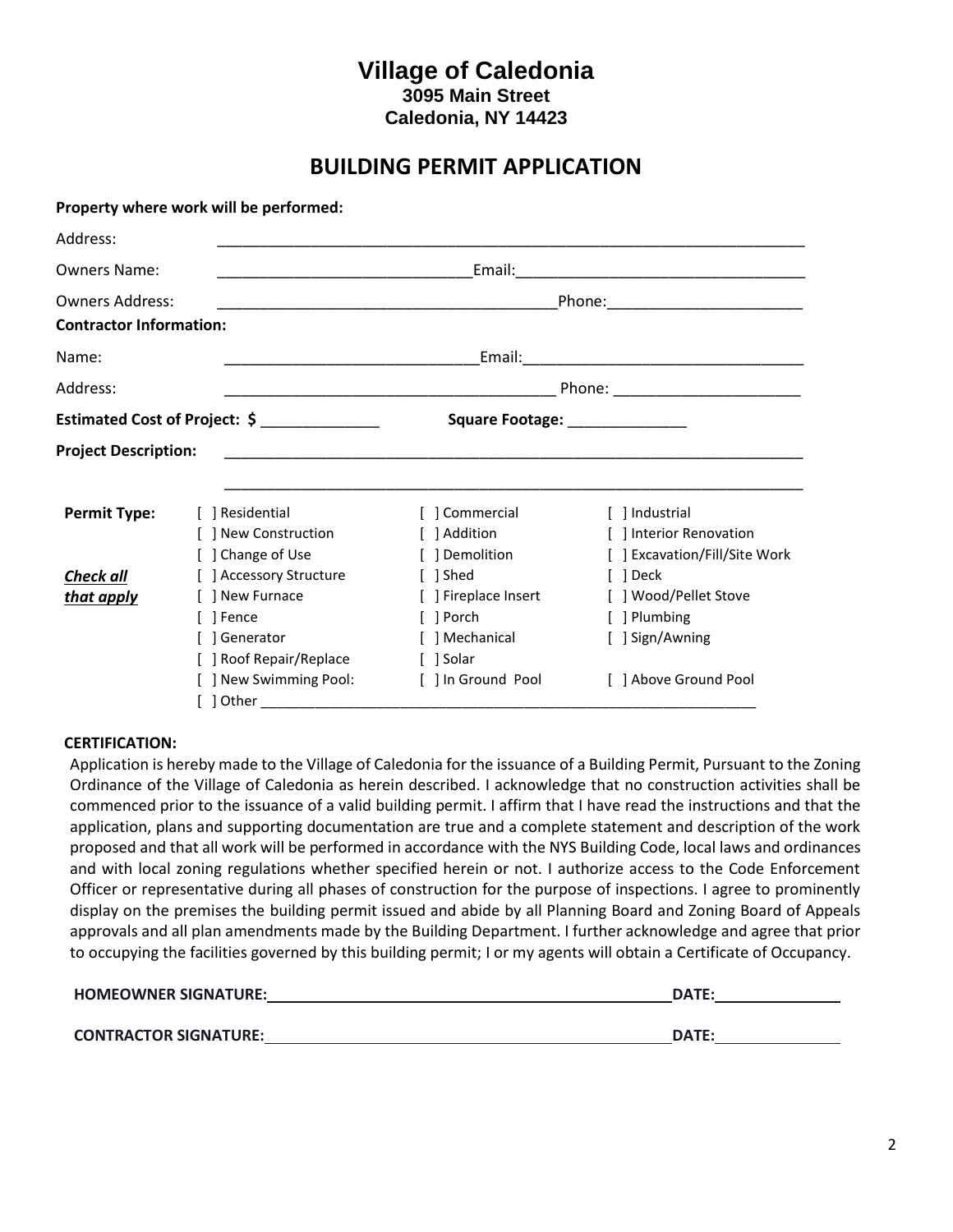# Village of Caledonia

**3095 Main Street**
**Caledonia, NY 14423**

## BUILDING PERMIT APPLICATION

**Property where work will be performed:**

Address: ______________________________________________________________________

Owners Name: ______________________________ Email: __________________________________

Owners Address: _______________________________________ Phone: ______________________

**Contractor Information:**

Name: ______________________________ Email: _________________________________

Address: _______________________________________ Phone: ______________________

**Estimated Cost of Project: $** ______________ **Square Footage:** ______________

**Project Description:** ______________________________________________________________________

______________________________________________________________________

**Permit Type:**

***Check all that apply***

| | | |
|---|---|---|
| [ ] Residential | [ ] Commercial | [ ] Industrial |
| [ ] New Construction | [ ] Addition | [ ] Interior Renovation |
| [ ] Change of Use | [ ] Demolition | [ ] Excavation/Fill/Site Work |
| [ ] Accessory Structure | [ ] Shed | [ ] Deck |
| [ ] New Furnace | [ ] Fireplace Insert | [ ] Wood/Pellet Stove |
| [ ] Fence | [ ] Porch | [ ] Plumbing |
| [ ] Generator | [ ] Mechanical | [ ] Sign/Awning |
| [ ] Roof Repair/Replace | [ ] Solar | |
| [ ] New Swimming Pool: | [ ] In Ground Pool | [ ] Above Ground Pool |
| [ ] Other ______________________________________________________________ | | |

**CERTIFICATION:**

Application is hereby made to the Village of Caledonia for the issuance of a Building Permit, Pursuant to the Zoning Ordinance of the Village of Caledonia as herein described. I acknowledge that no construction activities shall be commenced prior to the issuance of a valid building permit. I affirm that I have read the instructions and that the application, plans and supporting documentation are true and a complete statement and description of the work proposed and that all work will be performed in accordance with the NYS Building Code, local laws and ordinances and with local zoning regulations whether specified herein or not. I authorize access to the Code Enforcement Officer or representative during all phases of construction for the purpose of inspections. I agree to prominently display on the premises the building permit issued and abide by all Planning Board and Zoning Board of Appeals approvals and all plan amendments made by the Building Department. I further acknowledge and agree that prior to occupying the facilities governed by this building permit; I or my agents will obtain a Certificate of Occupancy.

**HOMEOWNER SIGNATURE:** ________________________________________________ **DATE:** ______________

**CONTRACTOR SIGNATURE:** ________________________________________________ **DATE:** ______________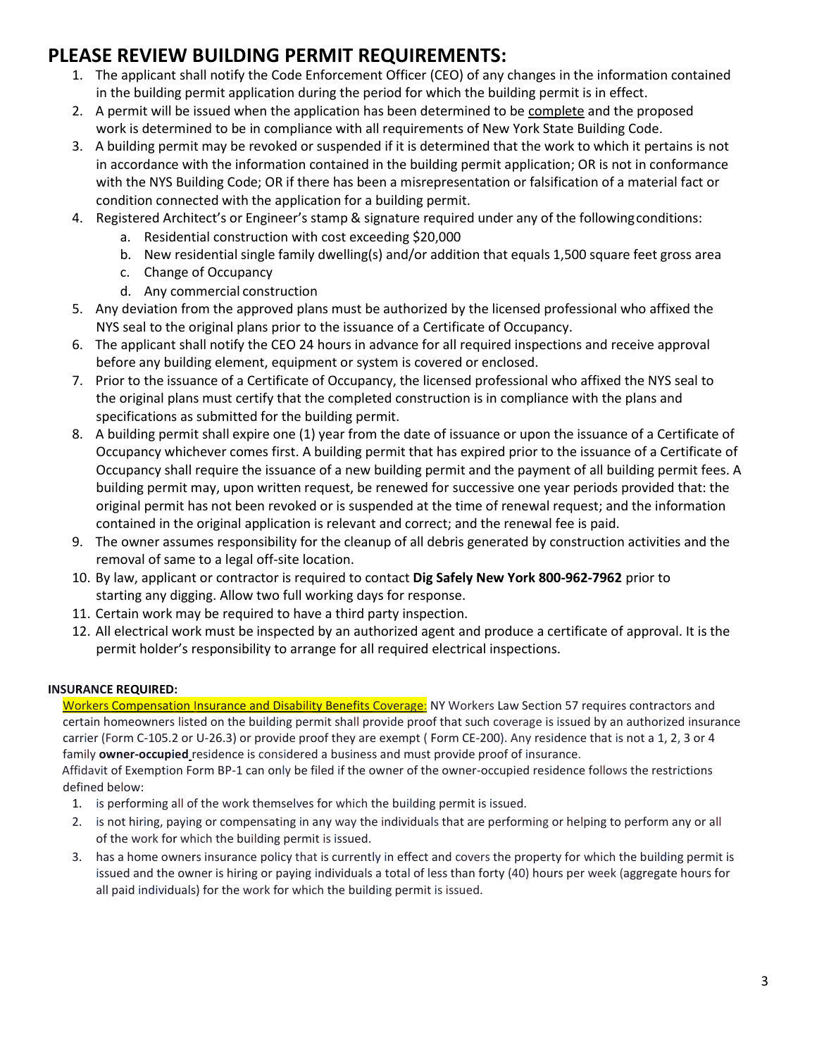# PLEASE REVIEW BUILDING PERMIT REQUIREMENTS:

1. The applicant shall notify the Code Enforcement Officer (CEO) of any changes in the information contained in the building permit application during the period for which the building permit is in effect.
2. A permit will be issued when the application has been determined to be complete and the proposed work is determined to be in compliance with all requirements of New York State Building Code.
3. A building permit may be revoked or suspended if it is determined that the work to which it pertains is not in accordance with the information contained in the building permit application; OR is not in conformance with the NYS Building Code; OR if there has been a misrepresentation or falsification of a material fact or condition connected with the application for a building permit.
4. Registered Architect's or Engineer's stamp & signature required under any of the following conditions:
   a. Residential construction with cost exceeding $20,000
   b. New residential single family dwelling(s) and/or addition that equals 1,500 square feet gross area
   c. Change of Occupancy
   d. Any commercial construction
5. Any deviation from the approved plans must be authorized by the licensed professional who affixed the NYS seal to the original plans prior to the issuance of a Certificate of Occupancy.
6. The applicant shall notify the CEO 24 hours in advance for all required inspections and receive approval before any building element, equipment or system is covered or enclosed.
7. Prior to the issuance of a Certificate of Occupancy, the licensed professional who affixed the NYS seal to the original plans must certify that the completed construction is in compliance with the plans and specifications as submitted for the building permit.
8. A building permit shall expire one (1) year from the date of issuance or upon the issuance of a Certificate of Occupancy whichever comes first. A building permit that has expired prior to the issuance of a Certificate of Occupancy shall require the issuance of a new building permit and the payment of all building permit fees. A building permit may, upon written request, be renewed for successive one year periods provided that: the original permit has not been revoked or is suspended at the time of renewal request; and the information contained in the original application is relevant and correct; and the renewal fee is paid.
9. The owner assumes responsibility for the cleanup of all debris generated by construction activities and the removal of same to a legal off-site location.
10. By law, applicant or contractor is required to contact **Dig Safely New York 800-962-7962** prior to starting any digging. Allow two full working days for response.
11. Certain work may be required to have a third party inspection.
12. All electrical work must be inspected by an authorized agent and produce a certificate of approval. It is the permit holder's responsibility to arrange for all required electrical inspections.

**INSURANCE REQUIRED:**

Workers Compensation Insurance and Disability Benefits Coverage: NY Workers Law Section 57 requires contractors and certain homeowners listed on the building permit shall provide proof that such coverage is issued by an authorized insurance carrier (Form C-105.2 or U-26.3) or provide proof they are exempt ( Form CE-200). Any residence that is not a 1, 2, 3 or 4 family **owner-occupied** residence is considered a business and must provide proof of insurance.

Affidavit of Exemption Form BP-1 can only be filed if the owner of the owner-occupied residence follows the restrictions defined below:

1. is performing all of the work themselves for which the building permit is issued.
2. is not hiring, paying or compensating in any way the individuals that are performing or helping to perform any or all of the work for which the building permit is issued.
3. has a home owners insurance policy that is currently in effect and covers the property for which the building permit is issued and the owner is hiring or paying individuals a total of less than forty (40) hours per week (aggregate hours for all paid individuals) for the work for which the building permit is issued.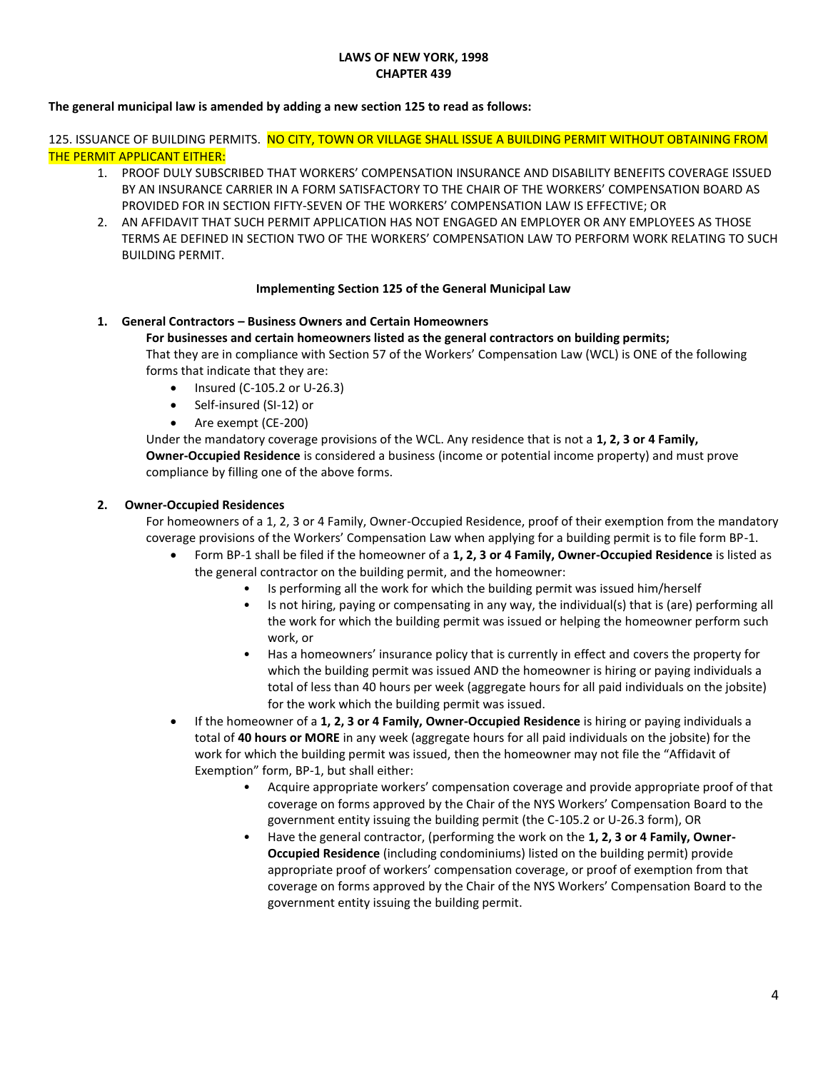**LAWS OF NEW YORK, 1998**
**CHAPTER 439**

**The general municipal law is amended by adding a new section 125 to read as follows:**

125. ISSUANCE OF BUILDING PERMITS. NO CITY, TOWN OR VILLAGE SHALL ISSUE A BUILDING PERMIT WITHOUT OBTAINING FROM THE PERMIT APPLICANT EITHER:

1. PROOF DULY SUBSCRIBED THAT WORKERS' COMPENSATION INSURANCE AND DISABILITY BENEFITS COVERAGE ISSUED BY AN INSURANCE CARRIER IN A FORM SATISFACTORY TO THE CHAIR OF THE WORKERS' COMPENSATION BOARD AS PROVIDED FOR IN SECTION FIFTY-SEVEN OF THE WORKERS' COMPENSATION LAW IS EFFECTIVE; OR
2. AN AFFIDAVIT THAT SUCH PERMIT APPLICATION HAS NOT ENGAGED AN EMPLOYER OR ANY EMPLOYEES AS THOSE TERMS AE DEFINED IN SECTION TWO OF THE WORKERS' COMPENSATION LAW TO PERFORM WORK RELATING TO SUCH BUILDING PERMIT.

**Implementing Section 125 of the General Municipal Law**

1. **General Contractors – Business Owners and Certain Homeowners**
   **For businesses and certain homeowners listed as the general contractors on building permits;**
   That they are in compliance with Section 57 of the Workers' Compensation Law (WCL) is ONE of the following forms that indicate that they are:
   - Insured (C-105.2 or U-26.3)
   - Self-insured (SI-12) or
   - Are exempt (CE-200)

   Under the mandatory coverage provisions of the WCL. Any residence that is not a **1, 2, 3 or 4 Family, Owner-Occupied Residence** is considered a business (income or potential income property) and must prove compliance by filling one of the above forms.

2. **Owner-Occupied Residences**
   For homeowners of a 1, 2, 3 or 4 Family, Owner-Occupied Residence, proof of their exemption from the mandatory coverage provisions of the Workers' Compensation Law when applying for a building permit is to file form BP-1.
   - Form BP-1 shall be filed if the homeowner of a **1, 2, 3 or 4 Family, Owner-Occupied Residence** is listed as the general contractor on the building permit, and the homeowner:
     - Is performing all the work for which the building permit was issued him/herself
     - Is not hiring, paying or compensating in any way, the individual(s) that is (are) performing all the work for which the building permit was issued or helping the homeowner perform such work, or
     - Has a homeowners' insurance policy that is currently in effect and covers the property for which the building permit was issued AND the homeowner is hiring or paying individuals a total of less than 40 hours per week (aggregate hours for all paid individuals on the jobsite) for the work which the building permit was issued.
   - If the homeowner of a **1, 2, 3 or 4 Family, Owner-Occupied Residence** is hiring or paying individuals a total of **40 hours or MORE** in any week (aggregate hours for all paid individuals on the jobsite) for the work for which the building permit was issued, then the homeowner may not file the "Affidavit of Exemption" form, BP-1, but shall either:
     - Acquire appropriate workers' compensation coverage and provide appropriate proof of that coverage on forms approved by the Chair of the NYS Workers' Compensation Board to the government entity issuing the building permit (the C-105.2 or U-26.3 form), OR
     - Have the general contractor, (performing the work on the **1, 2, 3 or 4 Family, Owner-Occupied Residence** (including condominiums) listed on the building permit) provide appropriate proof of workers' compensation coverage, or proof of exemption from that coverage on forms approved by the Chair of the NYS Workers' Compensation Board to the government entity issuing the building permit.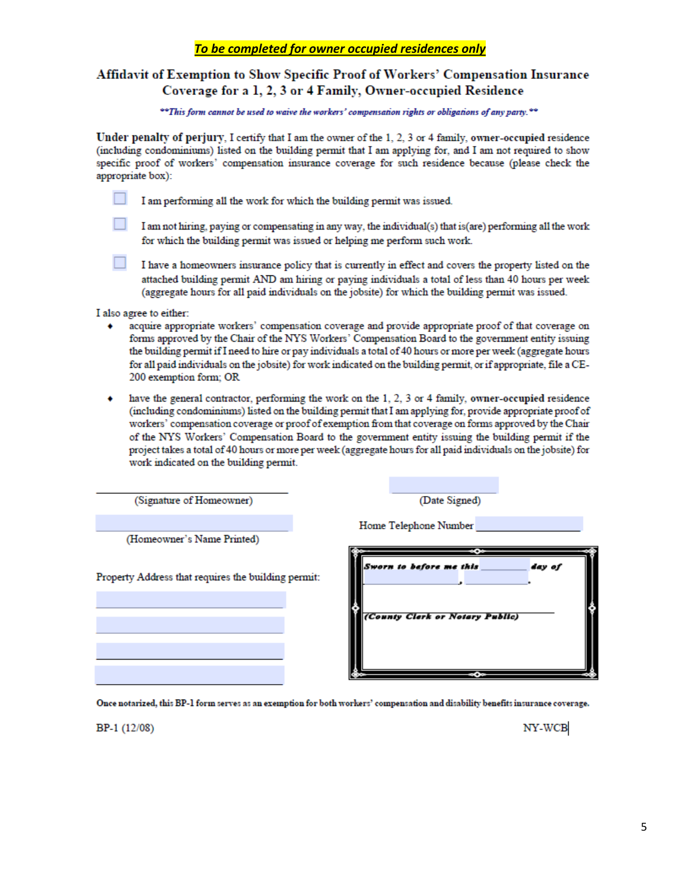***To be completed for owner occupied residences only***

## Affidavit of Exemption to Show Specific Proof of Workers' Compensation Insurance Coverage for a 1, 2, 3 or 4 Family, Owner-occupied Residence

*\*\*This form cannot be used to waive the workers' compensation rights or obligations of any party.\*\**

**Under penalty of perjury**, I certify that I am the owner of the 1, 2, 3 or 4 family, **owner-occupied** residence (including condominiums) listed on the building permit that I am applying for, and I am not required to show specific proof of workers' compensation insurance coverage for such residence because (please check the appropriate box):

☐ I am performing all the work for which the building permit was issued.

☐ I am not hiring, paying or compensating in any way, the individual(s) that is(are) performing all the work for which the building permit was issued or helping me perform such work.

☐ I have a homeowners insurance policy that is currently in effect and covers the property listed on the attached building permit AND am hiring or paying individuals a total of less than 40 hours per week (aggregate hours for all paid individuals on the jobsite) for which the building permit was issued.

I also agree to either:

- acquire appropriate workers' compensation coverage and provide appropriate proof of that coverage on forms approved by the Chair of the NYS Workers' Compensation Board to the government entity issuing the building permit if I need to hire or pay individuals a total of 40 hours or more per week (aggregate hours for all paid individuals on the jobsite) for work indicated on the building permit, or if appropriate, file a CE-200 exemption form; OR
- have the general contractor, performing the work on the 1, 2, 3 or 4 family, **owner-occupied** residence (including condominiums) listed on the building permit that I am applying for, provide appropriate proof of workers' compensation coverage or proof of exemption from that coverage on forms approved by the Chair of the NYS Workers' Compensation Board to the government entity issuing the building permit if the project takes a total of 40 hours or more per week (aggregate hours for all paid individuals on the jobsite) for work indicated on the building permit.

______________________________ (Signature of Homeowner)

______________________________ (Date Signed)

______________________________ (Homeowner's Name Printed)

Home Telephone Number ______________________________

Property Address that requires the building permit:

______________________________

______________________________

______________________________

______________________________

***Sworn to before me this*** ________ ***day of*** ____________, ________.

______________________________
***(County Clerk or Notary Public)***

**Once notarized, this BP-1 form serves as an exemption for both workers' compensation and disability benefits insurance coverage.**

BP-1 (12/08) NY-WCB